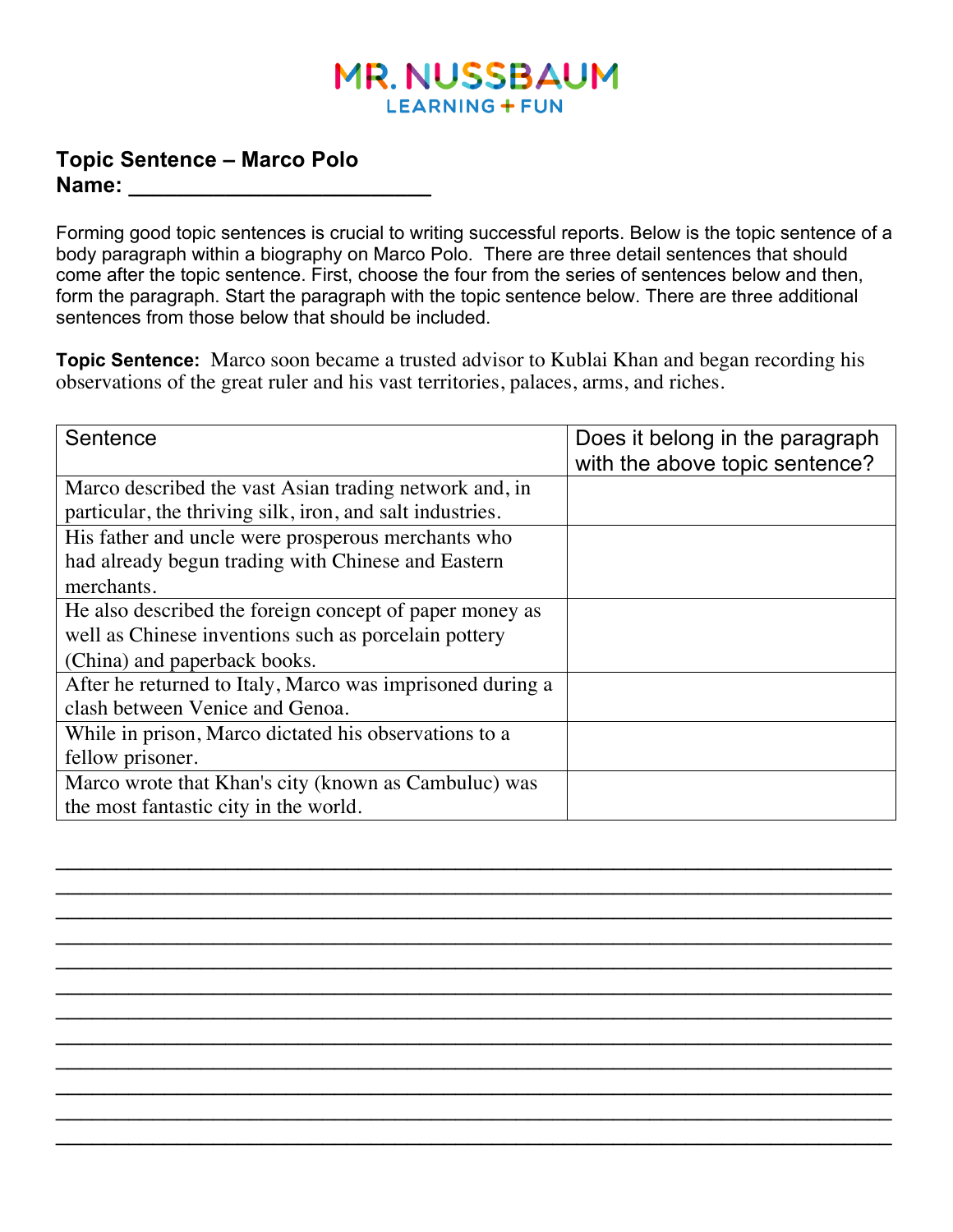MR. NUSSBAUM
LEARNING + FUN

## Topic Sentence – Marco Polo

**Name: ________________________**

Forming good topic sentences is crucial to writing successful reports. Below is the topic sentence of a body paragraph within a biography on Marco Polo. There are three detail sentences that should come after the topic sentence. First, choose the four from the series of sentences below and then, form the paragraph. Start the paragraph with the topic sentence below. There are three additional sentences from those below that should be included.

**Topic Sentence:** Marco soon became a trusted advisor to Kublai Khan and began recording his observations of the great ruler and his vast territories, palaces, arms, and riches.

| Sentence | Does it belong in the paragraph with the above topic sentence? |
|---|---|
| Marco described the vast Asian trading network and, in particular, the thriving silk, iron, and salt industries. | |
| His father and uncle were prosperous merchants who had already begun trading with Chinese and Eastern merchants. | |
| He also described the foreign concept of paper money as well as Chinese inventions such as porcelain pottery (China) and paperback books. | |
| After he returned to Italy, Marco was imprisoned during a clash between Venice and Genoa. | |
| While in prison, Marco dictated his observations to a fellow prisoner. | |
| Marco wrote that Khan's city (known as Cambuluc) was the most fantastic city in the world. | |

______________________________________________________________________________
______________________________________________________________________________
______________________________________________________________________________
______________________________________________________________________________
______________________________________________________________________________
______________________________________________________________________________
______________________________________________________________________________
______________________________________________________________________________
______________________________________________________________________________
______________________________________________________________________________
______________________________________________________________________________
______________________________________________________________________________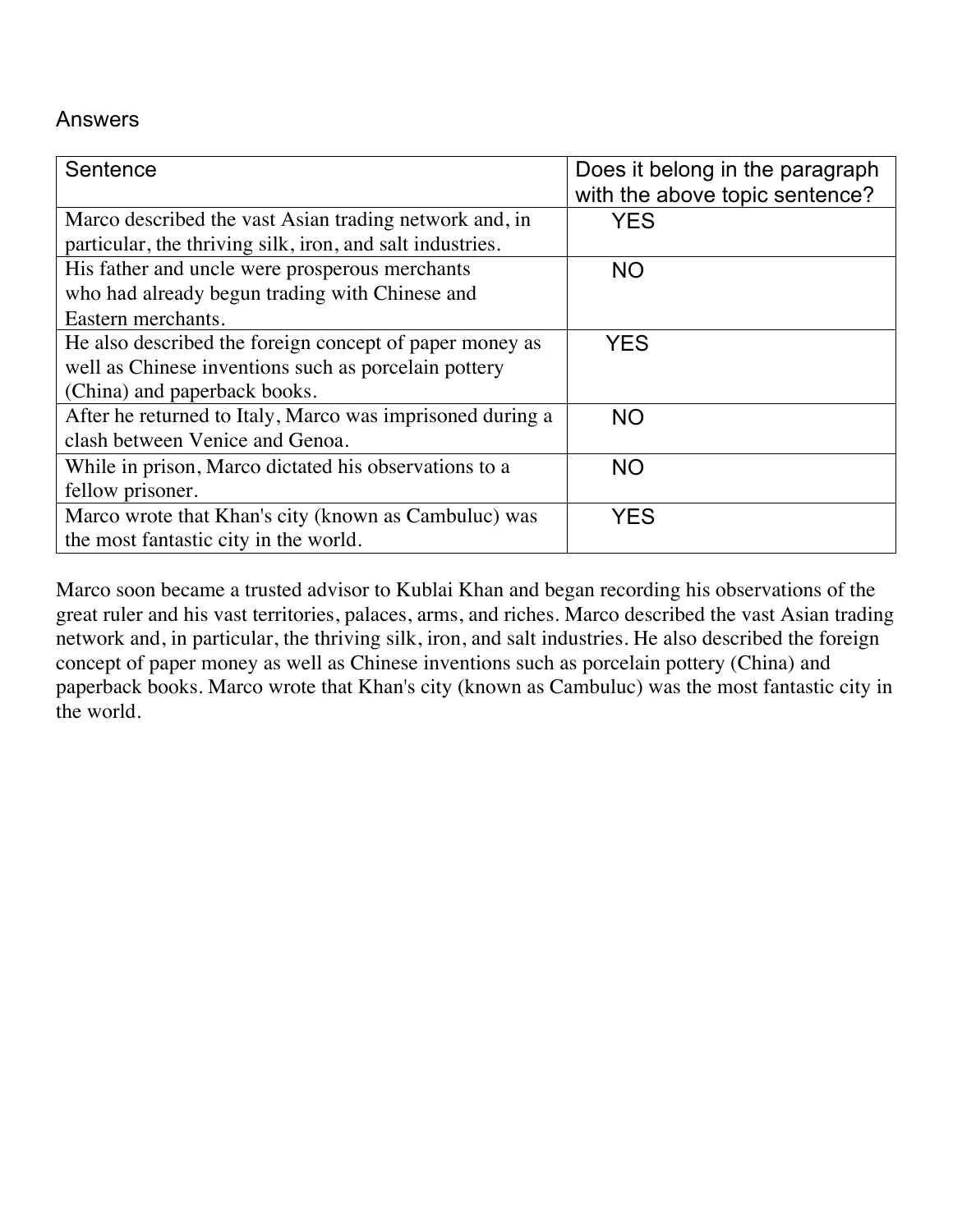Answers

| Sentence | Does it belong in the paragraph with the above topic sentence? |
| --- | --- |
| Marco described the vast Asian trading network and, in particular, the thriving silk, iron, and salt industries. | YES |
| His father and uncle were prosperous merchants who had already begun trading with Chinese and Eastern merchants. | NO |
| He also described the foreign concept of paper money as well as Chinese inventions such as porcelain pottery (China) and paperback books. | YES |
| After he returned to Italy, Marco was imprisoned during a clash between Venice and Genoa. | NO |
| While in prison, Marco dictated his observations to a fellow prisoner. | NO |
| Marco wrote that Khan's city (known as Cambuluc) was the most fantastic city in the world. | YES |

Marco soon became a trusted advisor to Kublai Khan and began recording his observations of the great ruler and his vast territories, palaces, arms, and riches. Marco described the vast Asian trading network and, in particular, the thriving silk, iron, and salt industries. He also described the foreign concept of paper money as well as Chinese inventions such as porcelain pottery (China) and paperback books. Marco wrote that Khan's city (known as Cambuluc) was the most fantastic city in the world.